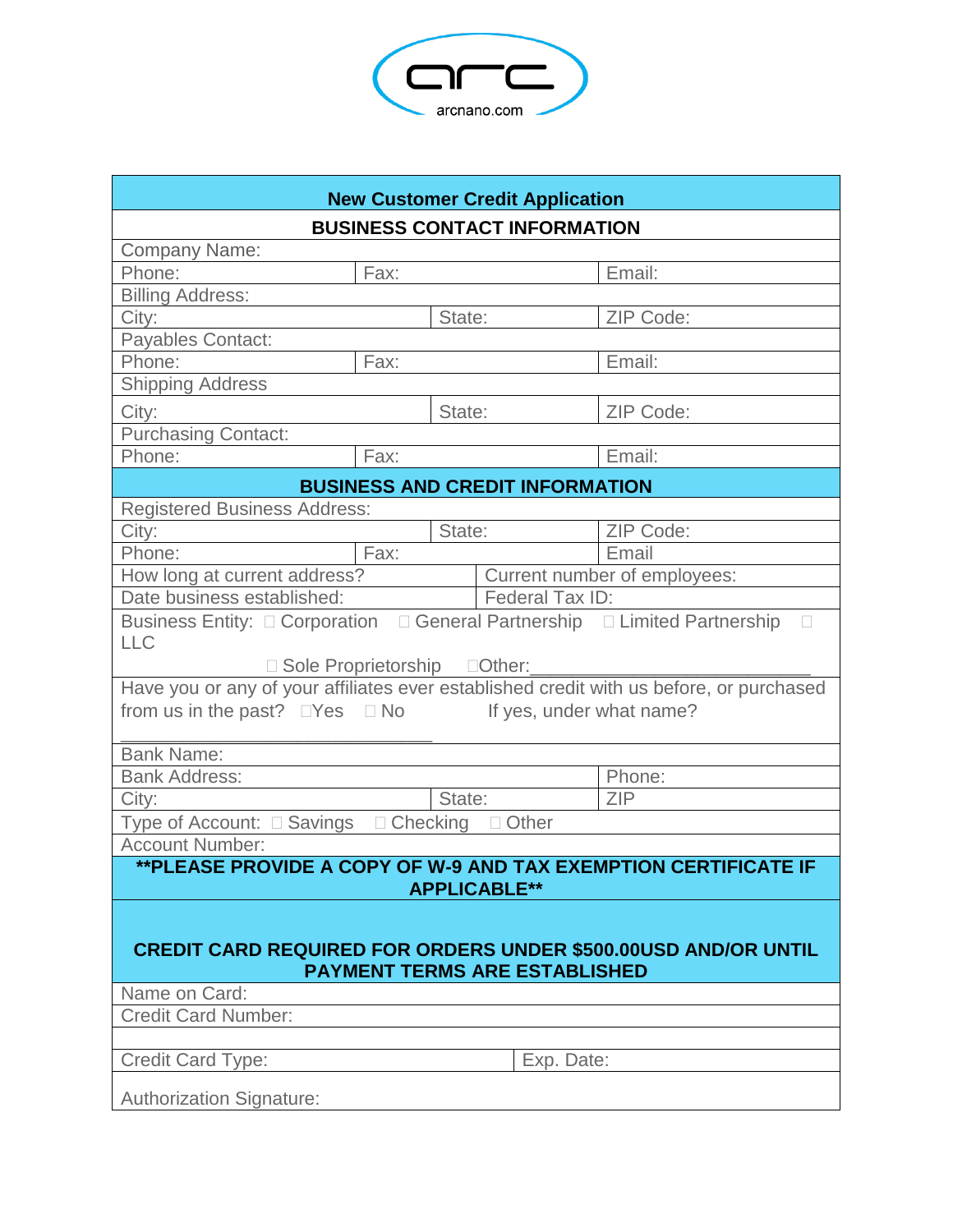arcnano.com

| New Customer Credit Application | | |
|---|---|---|
| **BUSINESS CONTACT INFORMATION** | | |
| Company Name: | | |
| Phone: | Fax: | Email: |
| Billing Address: | | |
| City: | State: | ZIP Code: |
| Payables Contact: | | |
| Phone: | Fax: | Email: |
| Shipping Address | | |
| City: | State: | ZIP Code: |
| Purchasing Contact: | | |
| Phone: | Fax: | Email: |
| **BUSINESS AND CREDIT INFORMATION** | | |
| Registered Business Address: | | |
| City: | State: | ZIP Code: |
| Phone: | Fax: | Email |
| How long at current address? | Current number of employees: | |
| Date business established: | Federal Tax ID: | |
| Business Entity: ☐ Corporation ☐ General Partnership ☐ Limited Partnership ☐ LLC ☐ Sole Proprietorship ☐Other:___________________________ | | |
| Have you or any of your affiliates ever established credit with us before, or purchased from us in the past? ☐Yes ☐ No If yes, under what name? ______________________________ | | |
| Bank Name: | | |
| Bank Address: | | Phone: |
| City: | State: | ZIP |
| Type of Account: ☐ Savings ☐ Checking ☐ Other | | |
| Account Number: | | |
| **\*\*PLEASE PROVIDE A COPY OF W-9 AND TAX EXEMPTION CERTIFICATE IF APPLICABLE\*\*** | | |
| **CREDIT CARD REQUIRED FOR ORDERS UNDER $500.00USD AND/OR UNTIL PAYMENT TERMS ARE ESTABLISHED** | | |
| Name on Card: | | |
| Credit Card Number: | | |
| | | |
| Credit Card Type: | Exp. Date: | |
| Authorization Signature: | | |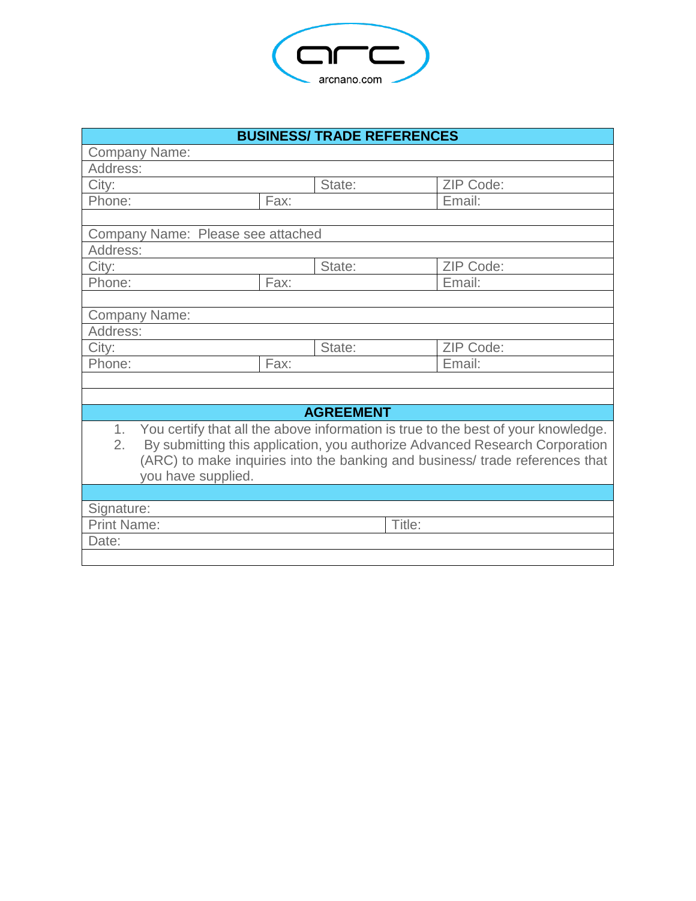arcnano.com

## BUSINESS/ TRADE REFERENCES

| | | | |
|---|---|---|---|
| Company Name: | | | |
| Address: | | | |
| City: | | State: | ZIP Code: |
| Phone: | Fax: | | Email: |
| | | | |
| Company Name: Please see attached | | | |
| Address: | | | |
| City: | | State: | ZIP Code: |
| Phone: | Fax: | | Email: |
| | | | |
| Company Name: | | | |
| Address: | | | |
| City: | | State: | ZIP Code: |
| Phone: | Fax: | | Email: |

## AGREEMENT

1. You certify that all the above information is true to the best of your knowledge.
2. By submitting this application, you authorize Advanced Research Corporation (ARC) to make inquiries into the banking and business/ trade references that you have supplied.

| | |
|---|---|
| Signature: | |
| Print Name: | Title: |
| Date: | |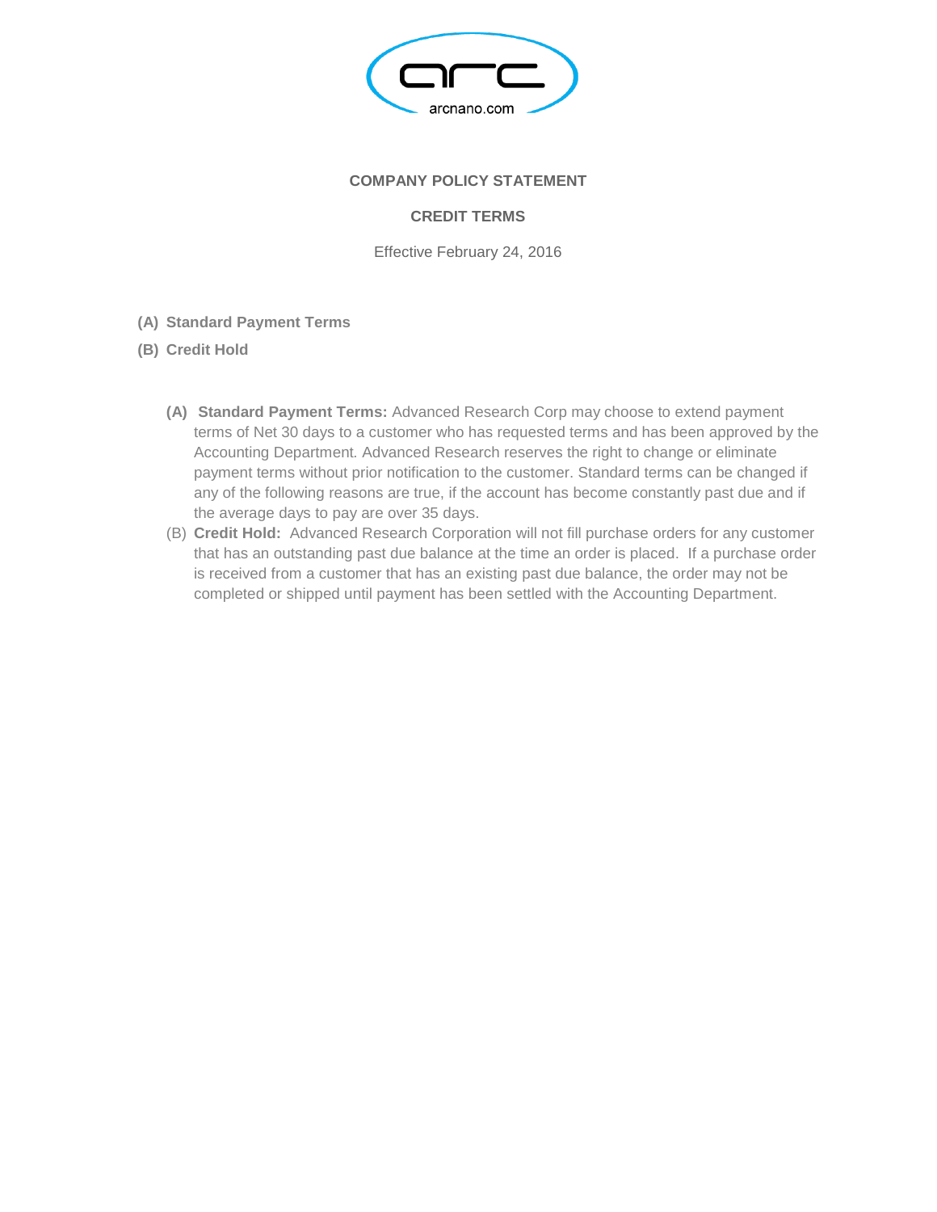arcnano.com

**COMPANY POLICY STATEMENT**

**CREDIT TERMS**

Effective February 24, 2016

**(A) Standard Payment Terms**

**(B) Credit Hold**

**(A) Standard Payment Terms:** Advanced Research Corp may choose to extend payment terms of Net 30 days to a customer who has requested terms and has been approved by the Accounting Department. Advanced Research reserves the right to change or eliminate payment terms without prior notification to the customer. Standard terms can be changed if any of the following reasons are true, if the account has become constantly past due and if the average days to pay are over 35 days.

(B) **Credit Hold:** Advanced Research Corporation will not fill purchase orders for any customer that has an outstanding past due balance at the time an order is placed. If a purchase order is received from a customer that has an existing past due balance, the order may not be completed or shipped until payment has been settled with the Accounting Department.